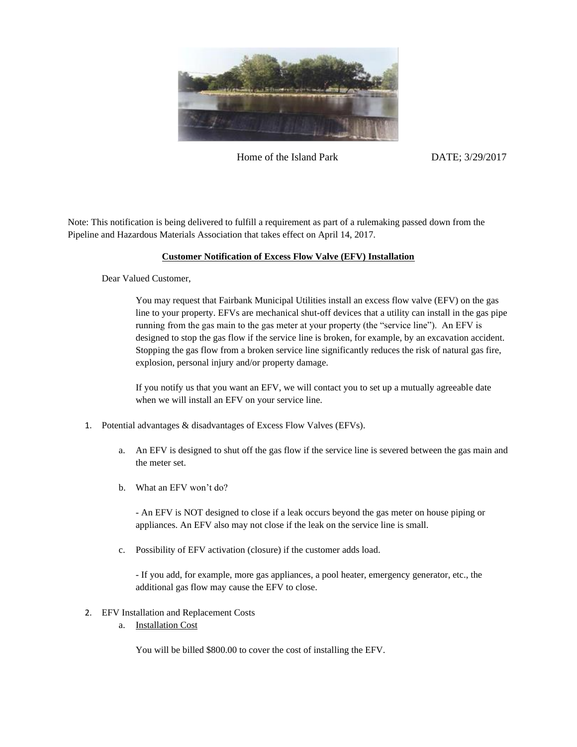Home of the Island Park DATE; 3/29/2017

Note: This notification is being delivered to fulfill a requirement as part of a rulemaking passed down from the Pipeline and Hazardous Materials Association that takes effect on April 14, 2017.

**<u>Customer Notification of Excess Flow Valve (EFV) Installation</u>**

Dear Valued Customer,

You may request that Fairbank Municipal Utilities install an excess flow valve (EFV) on the gas line to your property. EFVs are mechanical shut-off devices that a utility can install in the gas pipe running from the gas main to the gas meter at your property (the "service line"). An EFV is designed to stop the gas flow if the service line is broken, for example, by an excavation accident. Stopping the gas flow from a broken service line significantly reduces the risk of natural gas fire, explosion, personal injury and/or property damage.

If you notify us that you want an EFV, we will contact you to set up a mutually agreeable date when we will install an EFV on your service line.

1. Potential advantages & disadvantages of Excess Flow Valves (EFVs).

    a. An EFV is designed to shut off the gas flow if the service line is severed between the gas main and the meter set.

    b. What an EFV won't do?

        - An EFV is NOT designed to close if a leak occurs beyond the gas meter on house piping or appliances. An EFV also may not close if the leak on the service line is small.

    c. Possibility of EFV activation (closure) if the customer adds load.

        - If you add, for example, more gas appliances, a pool heater, emergency generator, etc., the additional gas flow may cause the EFV to close.

2. EFV Installation and Replacement Costs

    a. <u>Installation Cost</u>

        You will be billed $800.00 to cover the cost of installing the EFV.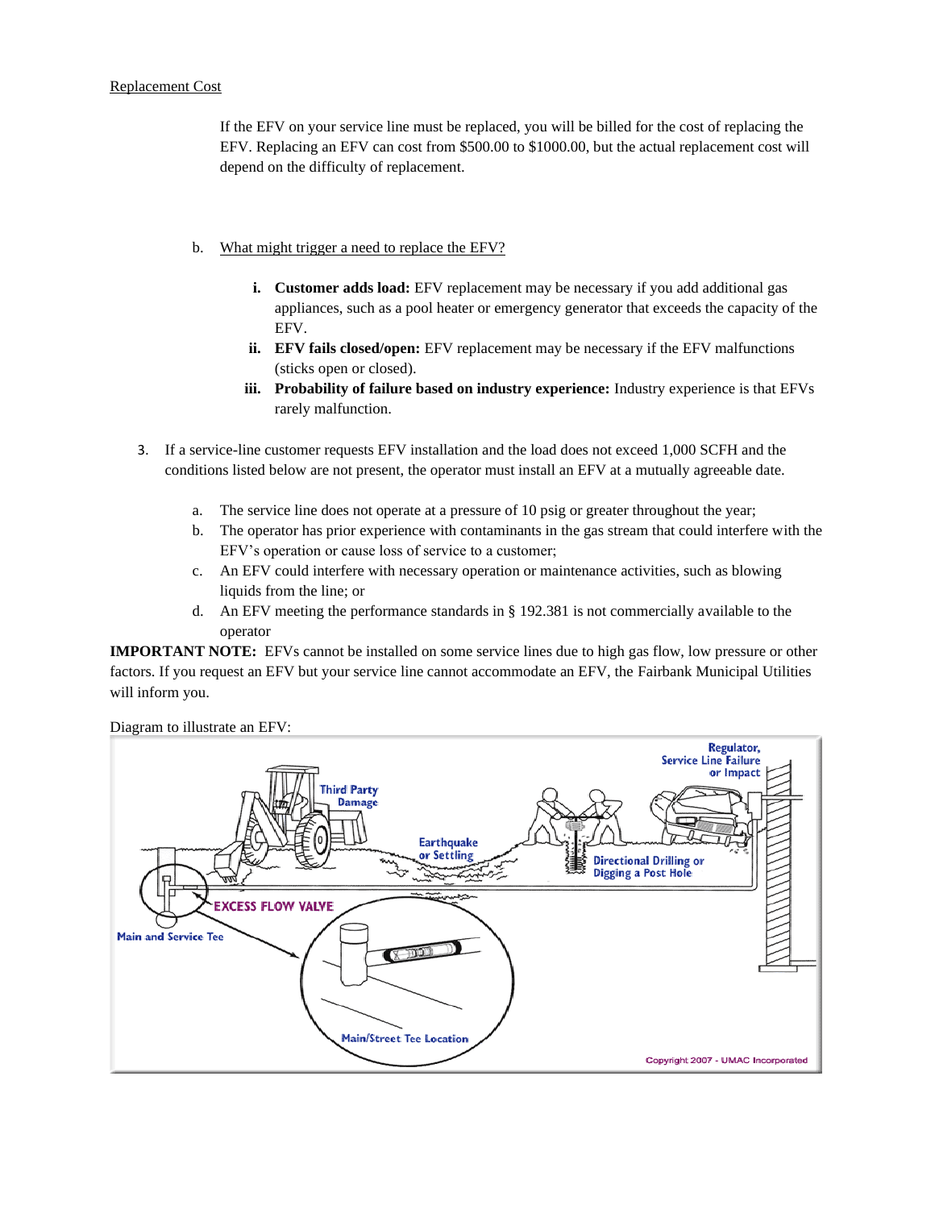Replacement Cost

If the EFV on your service line must be replaced, you will be billed for the cost of replacing the EFV. Replacing an EFV can cost from $500.00 to $1000.00, but the actual replacement cost will depend on the difficulty of replacement.

b. What might trigger a need to replace the EFV?

   i. **Customer adds load:** EFV replacement may be necessary if you add additional gas appliances, such as a pool heater or emergency generator that exceeds the capacity of the EFV.

   ii. **EFV fails closed/open:** EFV replacement may be necessary if the EFV malfunctions (sticks open or closed).

   iii. **Probability of failure based on industry experience:** Industry experience is that EFVs rarely malfunction.

3. If a service-line customer requests EFV installation and the load does not exceed 1,000 SCFH and the conditions listed below are not present, the operator must install an EFV at a mutually agreeable date.

   a. The service line does not operate at a pressure of 10 psig or greater throughout the year;
   b. The operator has prior experience with contaminants in the gas stream that could interfere with the EFV's operation or cause loss of service to a customer;
   c. An EFV could interfere with necessary operation or maintenance activities, such as blowing liquids from the line; or
   d. An EFV meeting the performance standards in § 192.381 is not commercially available to the operator

**IMPORTANT NOTE:** EFVs cannot be installed on some service lines due to high gas flow, low pressure or other factors. If you request an EFV but your service line cannot accommodate an EFV, the Fairbank Municipal Utilities will inform you.

Diagram to illustrate an EFV:

Regulator, Service Line Failure or Impact

Third Party Damage

Earthquake or Settling

Directional Drilling or Digging a Post Hole

EXCESS FLOW VALVE

Main and Service Tee

Main/Street Tee Location

Copyright 2007 - UMAC Incorporated